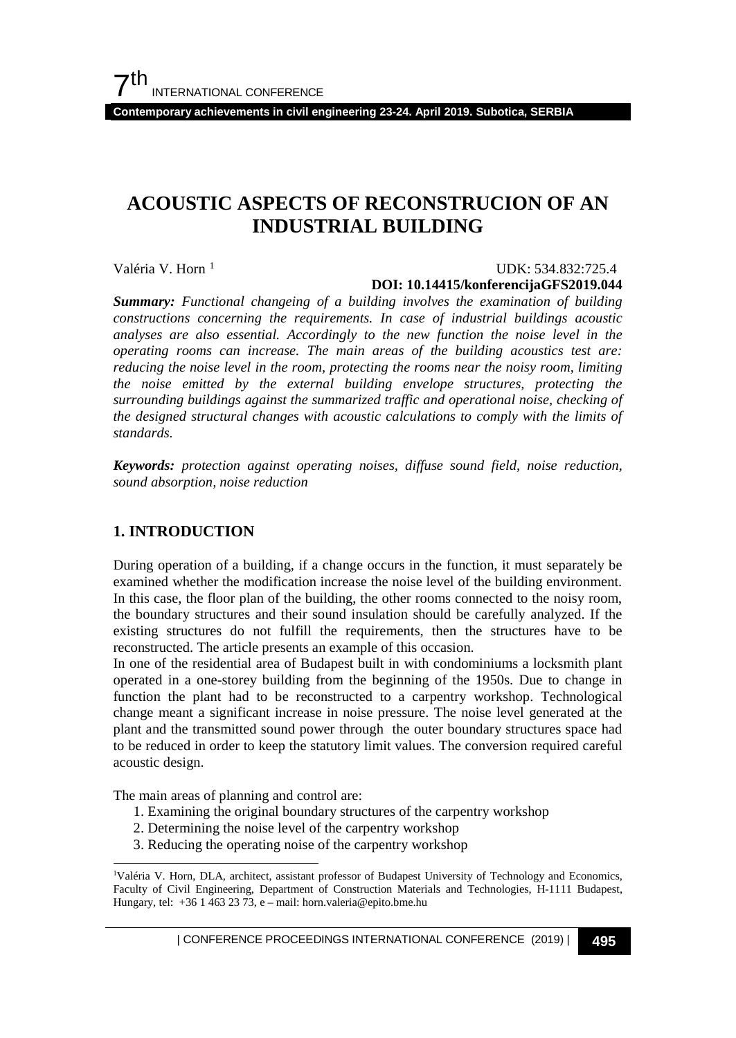# ACOUSTIC ASPECTS OF RECONSTRUCION OF AN INDUSTRIAL BUILDING

Valéria V. Horn [1]

UDK: 534.832:725.4

**DOI: 10.14415/konferencijaGFS2019.044**

***Summary:*** *Functional changeing of a building involves the examination of building constructions concerning the requirements. In case of industrial buildings acoustic analyses are also essential. Accordingly to the new function the noise level in the operating rooms can increase. The main areas of the building acoustics test are: reducing the noise level in the room, protecting the rooms near the noisy room, limiting the noise emitted by the external building envelope structures, protecting the surrounding buildings against the summarized traffic and operational noise, checking of the designed structural changes with acoustic calculations to comply with the limits of standards.*

***Keywords:*** *protection against operating noises, diffuse sound field, noise reduction, sound absorption, noise reduction*

## 1. INTRODUCTION

During operation of a building, if a change occurs in the function, it must separately be examined whether the modification increase the noise level of the building environment. In this case, the floor plan of the building, the other rooms connected to the noisy room, the boundary structures and their sound insulation should be carefully analyzed. If the existing structures do not fulfill the requirements, then the structures have to be reconstructed. The article presents an example of this occasion.

In one of the residential area of Budapest built in with condominiums a locksmith plant operated in a one-storey building from the beginning of the 1950s. Due to change in function the plant had to be reconstructed to a carpentry workshop. Technological change meant a significant increase in noise pressure. The noise level generated at the plant and the transmitted sound power through the outer boundary structures space had to be reduced in order to keep the statutory limit values. The conversion required careful acoustic design.

The main areas of planning and control are:

1. Examining the original boundary structures of the carpentry workshop
2. Determining the noise level of the carpentry workshop
3. Reducing the operating noise of the carpentry workshop

---

[1] Valéria V. Horn, DLA, architect, assistant professor of Budapest University of Technology and Economics, Faculty of Civil Engineering, Department of Construction Materials and Technologies, H-1111 Budapest, Hungary, tel: +36 1 463 23 73, e – mail: horn.valeria@epito.bme.hu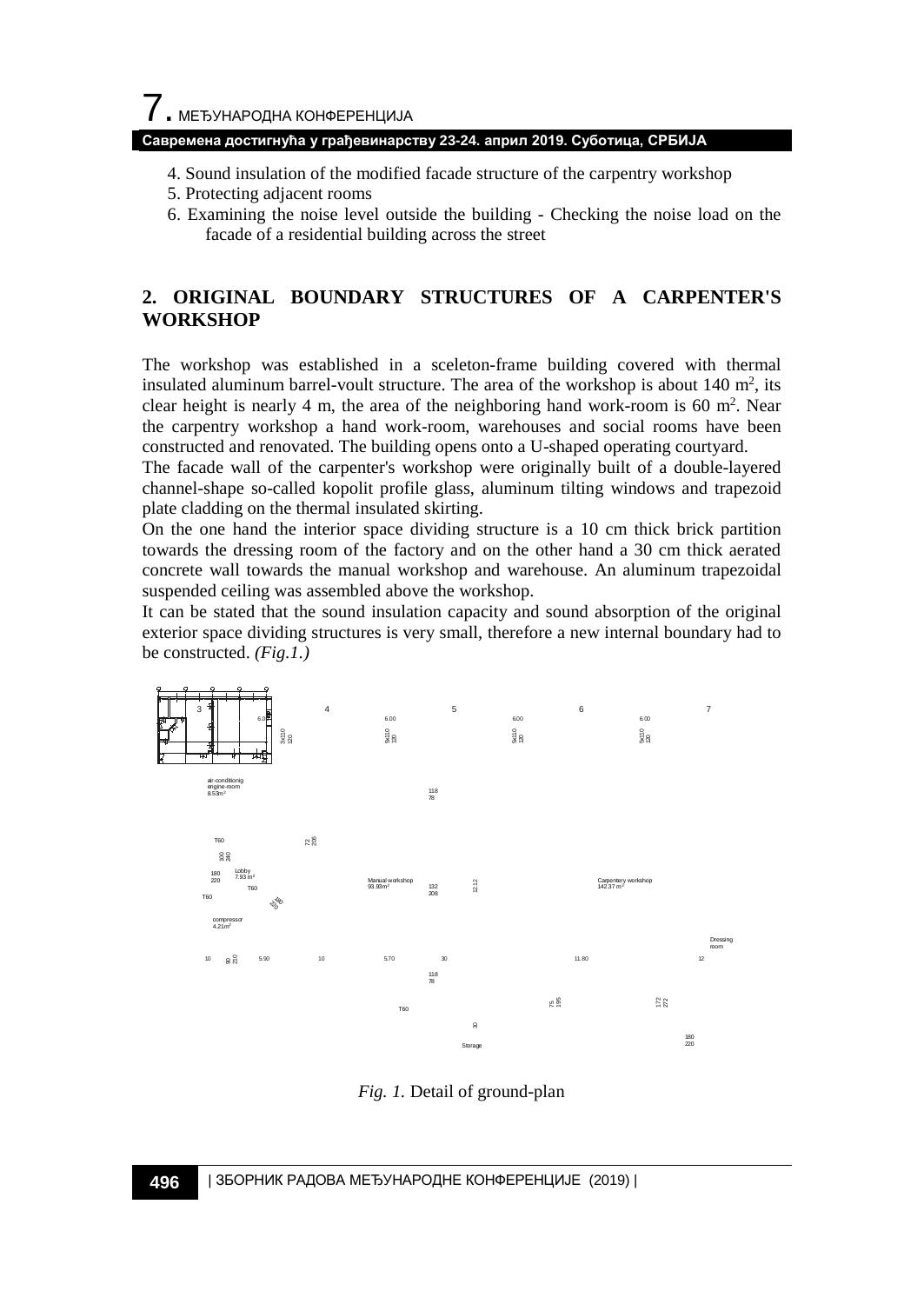4. Sound insulation of the modified facade structure of the carpentry workshop
5. Protecting adjacent rooms
6. Examining the noise level outside the building - Checking the noise load on the facade of a residential building across the street

## 2. ORIGINAL BOUNDARY STRUCTURES OF A CARPENTER'S WORKSHOP

The workshop was established in a sceleton-frame building covered with thermal insulated aluminum barrel-voult structure. The area of the workshop is about 140 m$^2$, its clear height is nearly 4 m, the area of the neighboring hand work-room is 60 m$^2$. Near the carpentry workshop a hand work-room, warehouses and social rooms have been constructed and renovated. The building opens onto a U-shaped operating courtyard.

The facade wall of the carpenter's workshop were originally built of a double-layered channel-shape so-called kopolit profile glass, aluminum tilting windows and trapezoid plate cladding on the thermal insulated skirting.

On the one hand the interior space dividing structure is a 10 cm thick brick partition towards the dressing room of the factory and on the other hand a 30 cm thick aerated concrete wall towards the manual workshop and warehouse. An aluminum trapezoidal suspended ceiling was assembled above the workshop.

It can be stated that the sound insulation capacity and sound absorption of the original exterior space dividing structures is very small, therefore a new internal boundary had to be constructed. *(Fig.1.)*

*Fig. 1.* Detail of ground-plan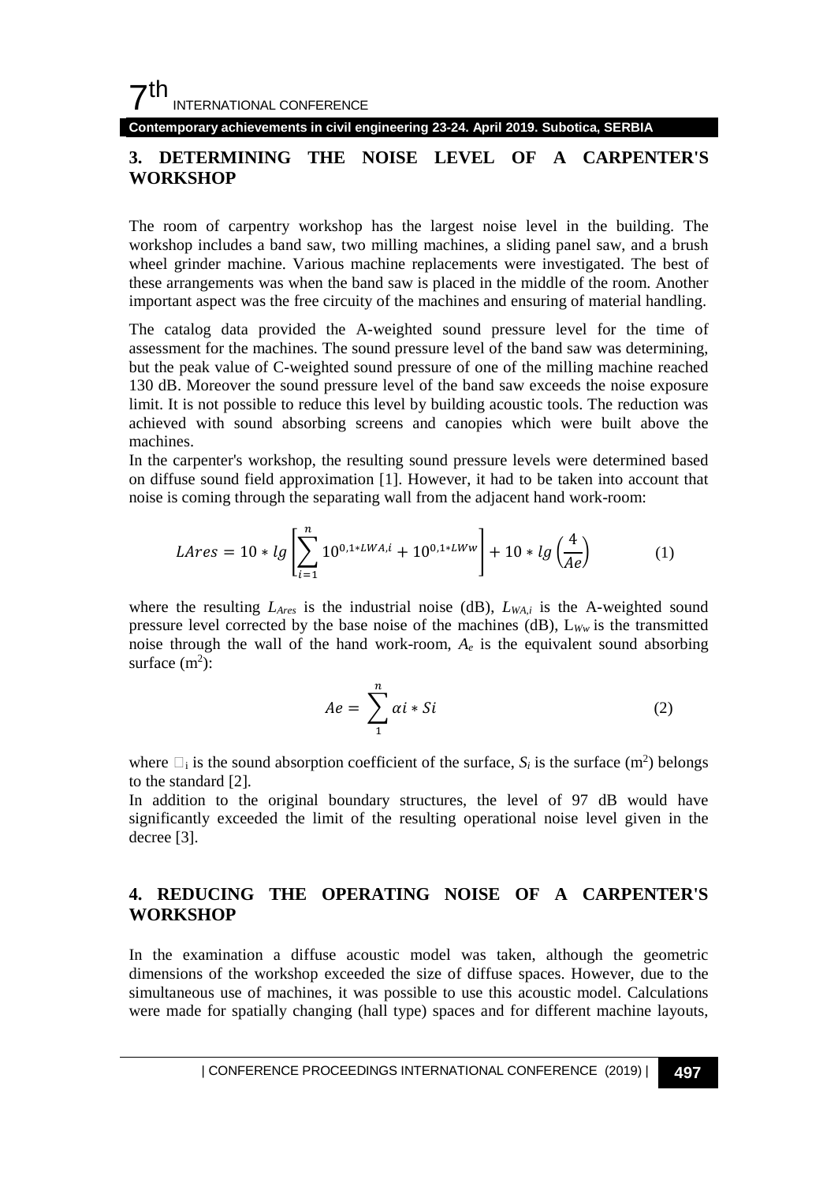## 3. DETERMINING THE NOISE LEVEL OF A CARPENTER'S WORKSHOP

The room of carpentry workshop has the largest noise level in the building. The workshop includes a band saw, two milling machines, a sliding panel saw, and a brush wheel grinder machine. Various machine replacements were investigated. The best of these arrangements was when the band saw is placed in the middle of the room. Another important aspect was the free circuity of the machines and ensuring of material handling.

The catalog data provided the A-weighted sound pressure level for the time of assessment for the machines. The sound pressure level of the band saw was determining, but the peak value of C-weighted sound pressure of one of the milling machine reached 130 dB. Moreover the sound pressure level of the band saw exceeds the noise exposure limit. It is not possible to reduce this level by building acoustic tools. The reduction was achieved with sound absorbing screens and canopies which were built above the machines.

In the carpenter's workshop, the resulting sound pressure levels were determined based on diffuse sound field approximation [1]. However, it had to be taken into account that noise is coming through the separating wall from the adjacent hand work-room:

$$LAres = 10 * lg\left[\sum_{i=1}^{n} 10^{0,1*LWA,i} + 10^{0,1*LWw}\right] + 10 * lg\left(\frac{4}{Ae}\right) \qquad (1)$$

where the resulting $L_{Ares}$ is the industrial noise (dB), $L_{WA,i}$ is the A-weighted sound pressure level corrected by the base noise of the machines (dB), $L_{Ww}$ is the transmitted noise through the wall of the hand work-room, $A_e$ is the equivalent sound absorbing surface ($m^2$):

$$Ae = \sum_{1}^{n} \alpha i * Si \qquad (2)$$

where $\alpha_i$ is the sound absorption coefficient of the surface, $S_i$ is the surface ($m^2$) belongs to the standard [2].

In addition to the original boundary structures, the level of 97 dB would have significantly exceeded the limit of the resulting operational noise level given in the decree [3].

## 4. REDUCING THE OPERATING NOISE OF A CARPENTER'S WORKSHOP

In the examination a diffuse acoustic model was taken, although the geometric dimensions of the workshop exceeded the size of diffuse spaces. However, due to the simultaneous use of machines, it was possible to use this acoustic model. Calculations were made for spatially changing (hall type) spaces and for different machine layouts,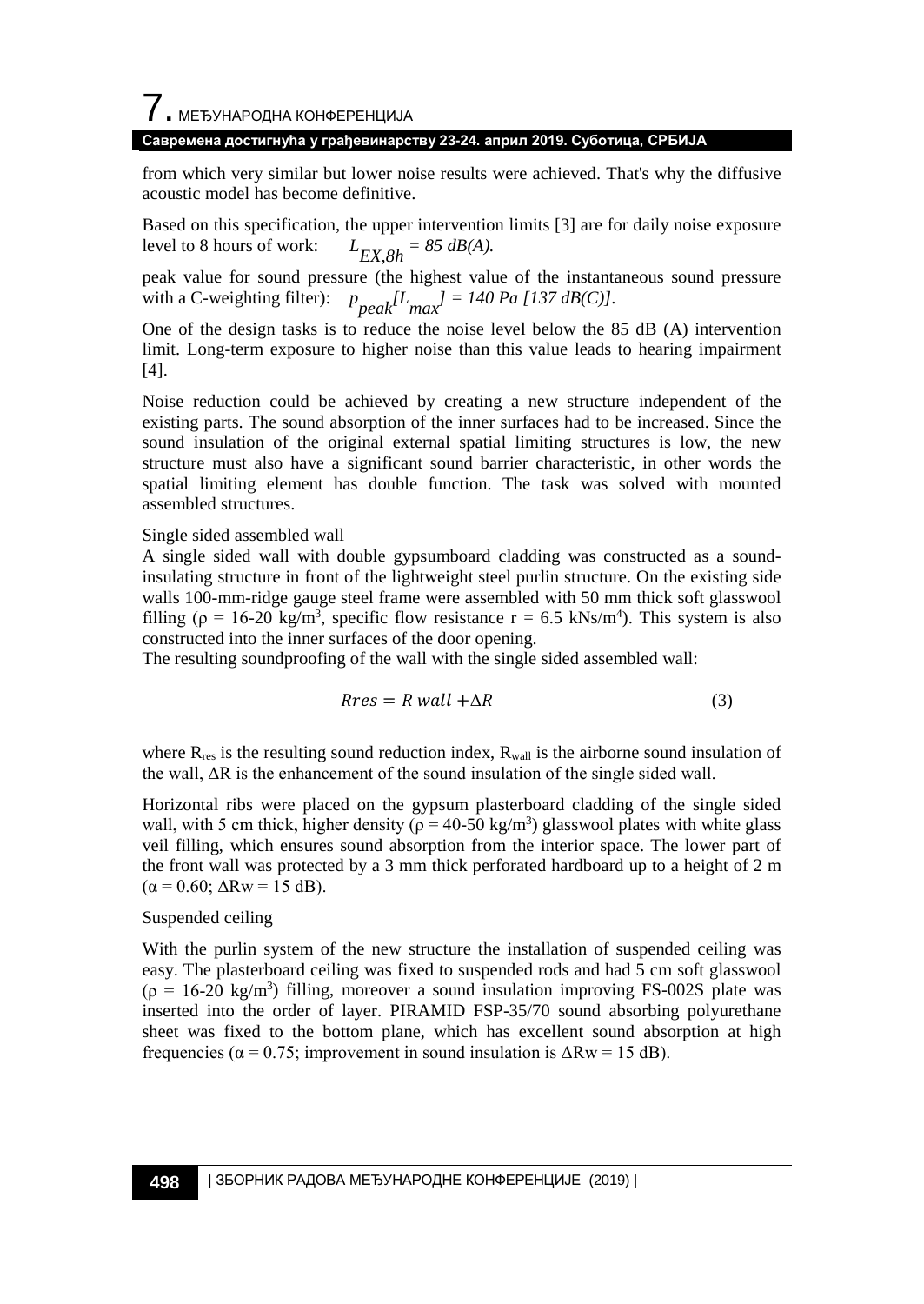from which very similar but lower noise results were achieved. That's why the diffusive acoustic model has become definitive.

Based on this specification, the upper intervention limits [3] are for daily noise exposure level to 8 hours of work: $L_{EX,8h} = 85\ dB(A)$.

peak value for sound pressure (the highest value of the instantaneous sound pressure with a C-weighting filter): $p_{peak}[L_{max}] = 140\ Pa\ [137\ dB(C)]$.

One of the design tasks is to reduce the noise level below the 85 dB (A) intervention limit. Long-term exposure to higher noise than this value leads to hearing impairment [4].

Noise reduction could be achieved by creating a new structure independent of the existing parts. The sound absorption of the inner surfaces had to be increased. Since the sound insulation of the original external spatial limiting structures is low, the new structure must also have a significant sound barrier characteristic, in other words the spatial limiting element has double function. The task was solved with mounted assembled structures.

Single sided assembled wall

A single sided wall with double gypsumboard cladding was constructed as a sound-insulating structure in front of the lightweight steel purlin structure. On the existing side walls 100-mm-ridge gauge steel frame were assembled with 50 mm thick soft glasswool filling ($\rho$ = 16-20 kg/m$^3$, specific flow resistance r = 6.5 kNs/m$^4$). This system is also constructed into the inner surfaces of the door opening.

The resulting soundproofing of the wall with the single sided assembled wall:

$$Rres = R\ wall + \Delta R \tag{3}$$

where $R_{res}$ is the resulting sound reduction index, $R_{wall}$ is the airborne sound insulation of the wall, $\Delta R$ is the enhancement of the sound insulation of the single sided wall.

Horizontal ribs were placed on the gypsum plasterboard cladding of the single sided wall, with 5 cm thick, higher density ($\rho$ = 40-50 kg/m$^3$) glasswool plates with white glass veil filling, which ensures sound absorption from the interior space. The lower part of the front wall was protected by a 3 mm thick perforated hardboard up to a height of 2 m ($\alpha$ = 0.60; $\Delta$Rw = 15 dB).

Suspended ceiling

With the purlin system of the new structure the installation of suspended ceiling was easy. The plasterboard ceiling was fixed to suspended rods and had 5 cm soft glasswool ($\rho$ = 16-20 kg/m$^3$) filling, moreover a sound insulation improving FS-002S plate was inserted into the order of layer. PIRAMID FSP-35/70 sound absorbing polyurethane sheet was fixed to the bottom plane, which has excellent sound absorption at high frequencies ($\alpha$ = 0.75; improvement in sound insulation is $\Delta$Rw = 15 dB).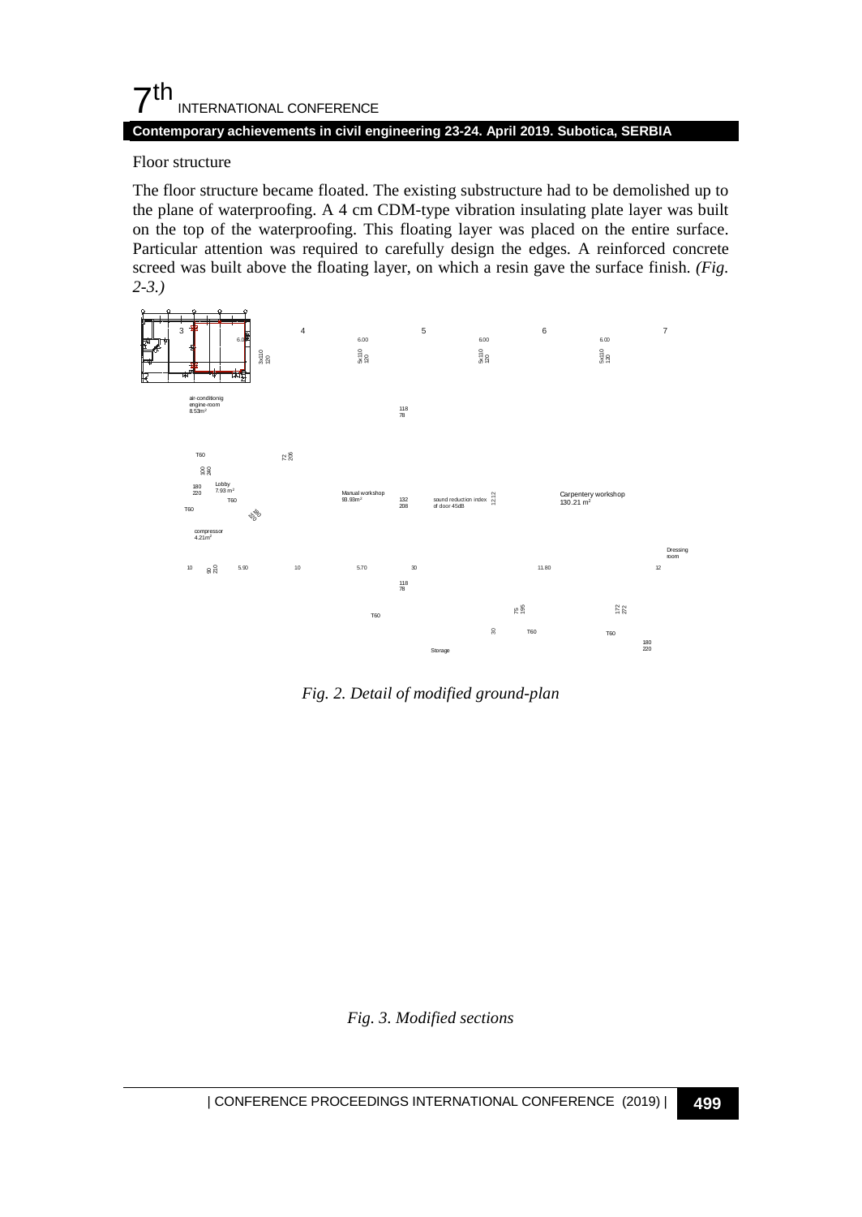Floor structure

The floor structure became floated. The existing substructure had to be demolished up to the plane of waterproofing. A 4 cm CDM-type vibration insulating plate layer was built on the top of the waterproofing. This floating layer was placed on the entire surface. Particular attention was required to carefully design the edges. A reinforced concrete screed was built above the floating layer, on which a resin gave the surface finish. *(Fig. 2-3.)*

*Fig. 2. Detail of modified ground-plan*

*Fig. 3. Modified sections*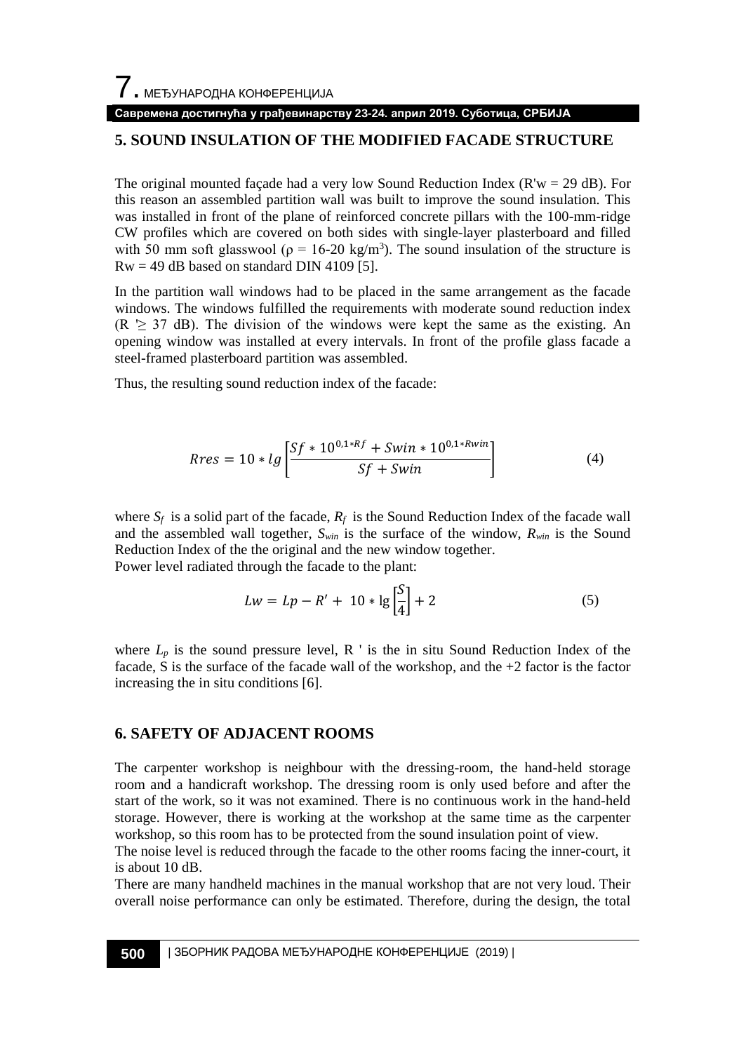## 5. SOUND INSULATION OF THE MODIFIED FACADE STRUCTURE

The original mounted façade had a very low Sound Reduction Index (R'w = 29 dB). For this reason an assembled partition wall was built to improve the sound insulation. This was installed in front of the plane of reinforced concrete pillars with the 100-mm-ridge CW profiles which are covered on both sides with single-layer plasterboard and filled with 50 mm soft glasswool ($\rho$ = 16-20 kg/m$^3$). The sound insulation of the structure is Rw = 49 dB based on standard DIN 4109 [5].

In the partition wall windows had to be placed in the same arrangement as the facade windows. The windows fulfilled the requirements with moderate sound reduction index (R '$\geq$ 37 dB). The division of the windows were kept the same as the existing. An opening window was installed at every intervals. In front of the profile glass facade a steel-framed plasterboard partition was assembled.

Thus, the resulting sound reduction index of the facade:

$$Rres = 10 * lg\left[\frac{Sf * 10^{0,1*Rf} + Swin * 10^{0,1*Rwin}}{Sf + Swin}\right] \tag{4}$$

where $S_f$ is a solid part of the facade, $R_f$ is the Sound Reduction Index of the facade wall and the assembled wall together, $S_{win}$ is the surface of the window, $R_{win}$ is the Sound Reduction Index of the the original and the new window together.

Power level radiated through the facade to the plant:

$$Lw = Lp - R' + 10 * \lg\left[\frac{S}{4}\right] + 2 \tag{5}$$

where $L_p$ is the sound pressure level, R ' is the in situ Sound Reduction Index of the facade, S is the surface of the facade wall of the workshop, and the +2 factor is the factor increasing the in situ conditions [6].

## 6. SAFETY OF ADJACENT ROOMS

The carpenter workshop is neighbour with the dressing-room, the hand-held storage room and a handicraft workshop. The dressing room is only used before and after the start of the work, so it was not examined. There is no continuous work in the hand-held storage. However, there is working at the workshop at the same time as the carpenter workshop, so this room has to be protected from the sound insulation point of view.

The noise level is reduced through the facade to the other rooms facing the inner-court, it is about 10 dB.

There are many handheld machines in the manual workshop that are not very loud. Their overall noise performance can only be estimated. Therefore, during the design, the total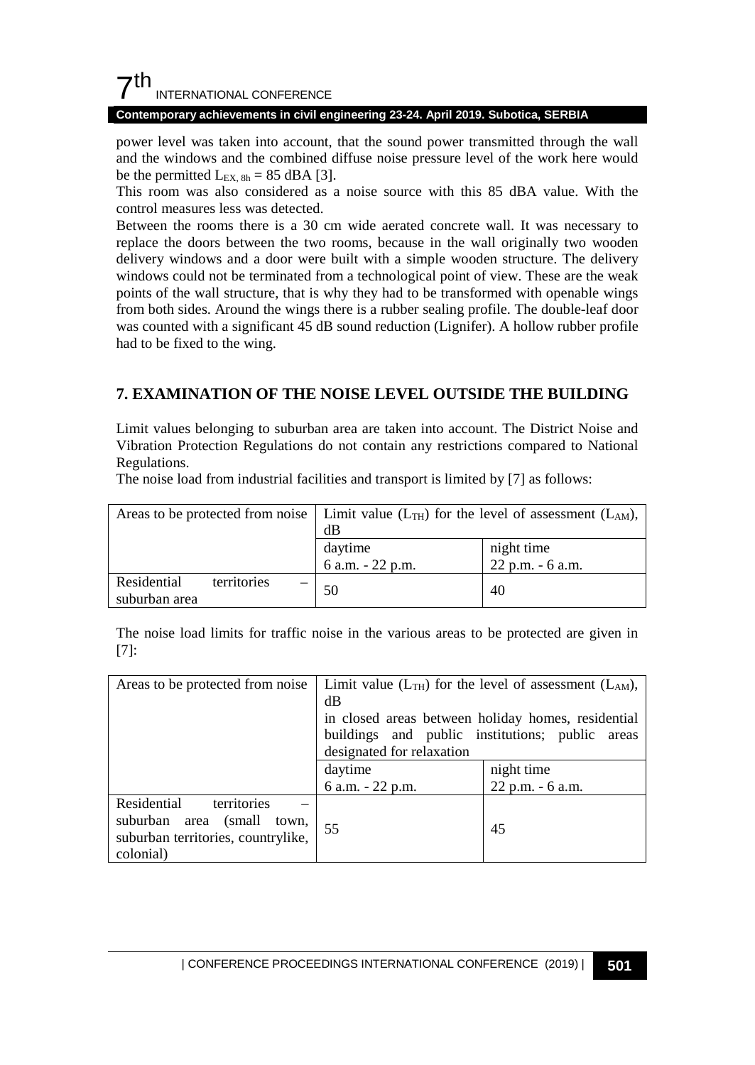power level was taken into account, that the sound power transmitted through the wall and the windows and the combined diffuse noise pressure level of the work here would be the permitted $L_{EX, 8h}$ = 85 dBA [3].

This room was also considered as a noise source with this 85 dBA value. With the control measures less was detected.

Between the rooms there is a 30 cm wide aerated concrete wall. It was necessary to replace the doors between the two rooms, because in the wall originally two wooden delivery windows and a door were built with a simple wooden structure. The delivery windows could not be terminated from a technological point of view. These are the weak points of the wall structure, that is why they had to be transformed with openable wings from both sides. Around the wings there is a rubber sealing profile. The double-leaf door was counted with a significant 45 dB sound reduction (Lignifer). A hollow rubber profile had to be fixed to the wing.

## 7. EXAMINATION OF THE NOISE LEVEL OUTSIDE THE BUILDING

Limit values belonging to suburban area are taken into account. The District Noise and Vibration Protection Regulations do not contain any restrictions compared to National Regulations.

The noise load from industrial facilities and transport is limited by [7] as follows:

| Areas to be protected from noise | Limit value ($L_{TH}$) for the level of assessment ($L_{AM}$), dB | |
|---|---|---|
| | daytime 6 a.m. - 22 p.m. | night time 22 p.m. - 6 a.m. |
| Residential territories – suburban area | 50 | 40 |

The noise load limits for traffic noise in the various areas to be protected are given in [7]:

| Areas to be protected from noise | Limit value ($L_{TH}$) for the level of assessment ($L_{AM}$), dB in closed areas between holiday homes, residential buildings and public institutions; public areas designated for relaxation | |
|---|---|---|
| | daytime 6 a.m. - 22 p.m. | night time 22 p.m. - 6 a.m. |
| Residential territories – suburban area (small town, suburban territories, countrylike, colonial) | 55 | 45 |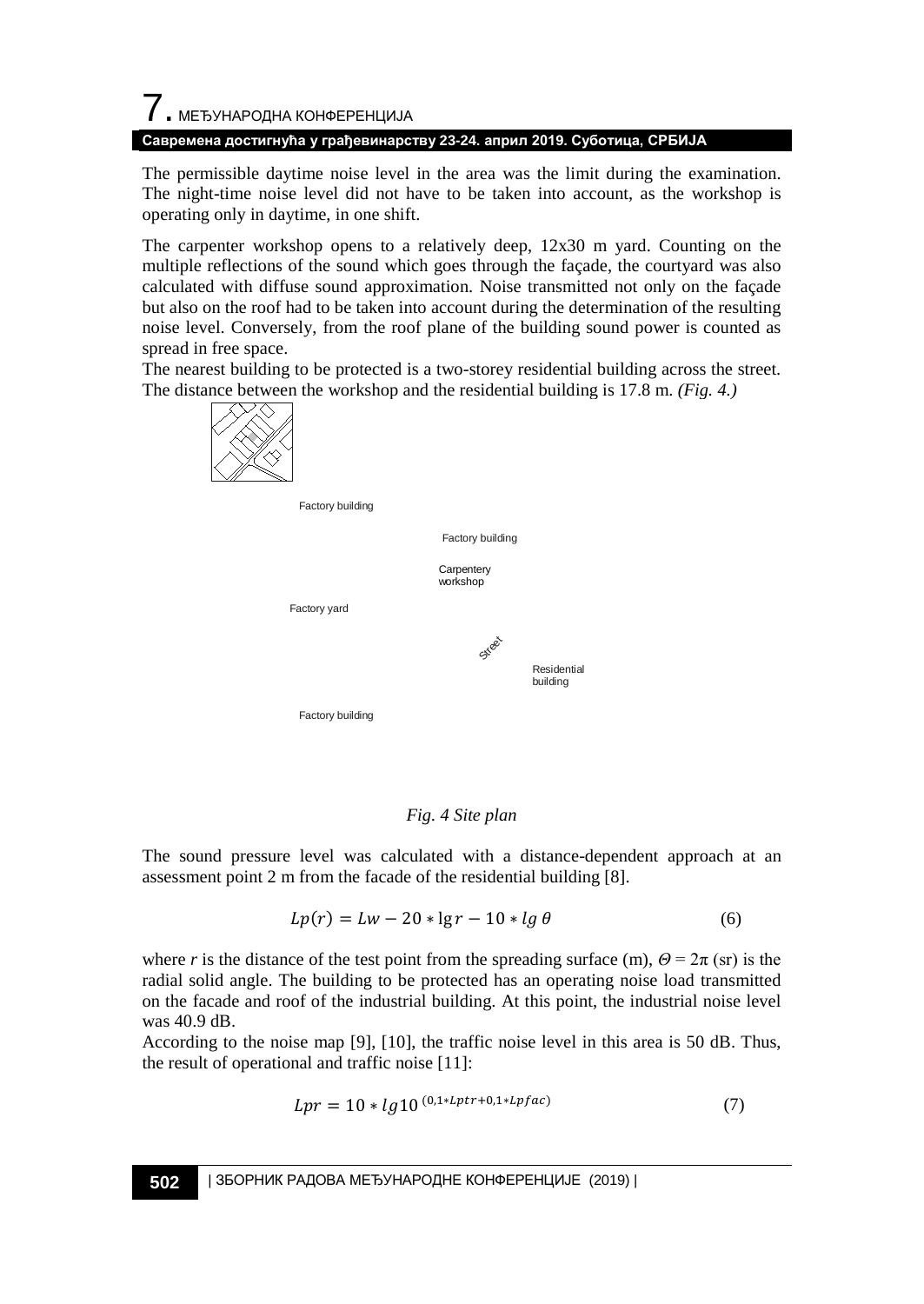The permissible daytime noise level in the area was the limit during the examination. The night-time noise level did not have to be taken into account, as the workshop is operating only in daytime, in one shift.

The carpenter workshop opens to a relatively deep, 12x30 m yard. Counting on the multiple reflections of the sound which goes through the façade, the courtyard was also calculated with diffuse sound approximation. Noise transmitted not only on the façade but also on the roof had to be taken into account during the determination of the resulting noise level. Conversely, from the roof plane of the building sound power is counted as spread in free space.

The nearest building to be protected is a two-storey residential building across the street. The distance between the workshop and the residential building is 17.8 m. *(Fig. 4.)*

Factory building

Factory building

Carpentery workshop

Factory yard

Street

Residential building

Factory building

*Fig. 4 Site plan*

The sound pressure level was calculated with a distance-dependent approach at an assessment point 2 m from the facade of the residential building [8].

$$Lp(r) = Lw - 20 * \lg r - 10 * lg\, \theta \tag{6}$$

where *r* is the distance of the test point from the spreading surface (m), $\Theta = 2\pi$ (sr) is the radial solid angle. The building to be protected has an operating noise load transmitted on the facade and roof of the industrial building. At this point, the industrial noise level was 40.9 dB.

According to the noise map [9], [10], the traffic noise level in this area is 50 dB. Thus, the result of operational and traffic noise [11]:

$$Lpr = 10 * lg10^{(0{,}1*Lptr+0{,}1*Lpfac)} \tag{7}$$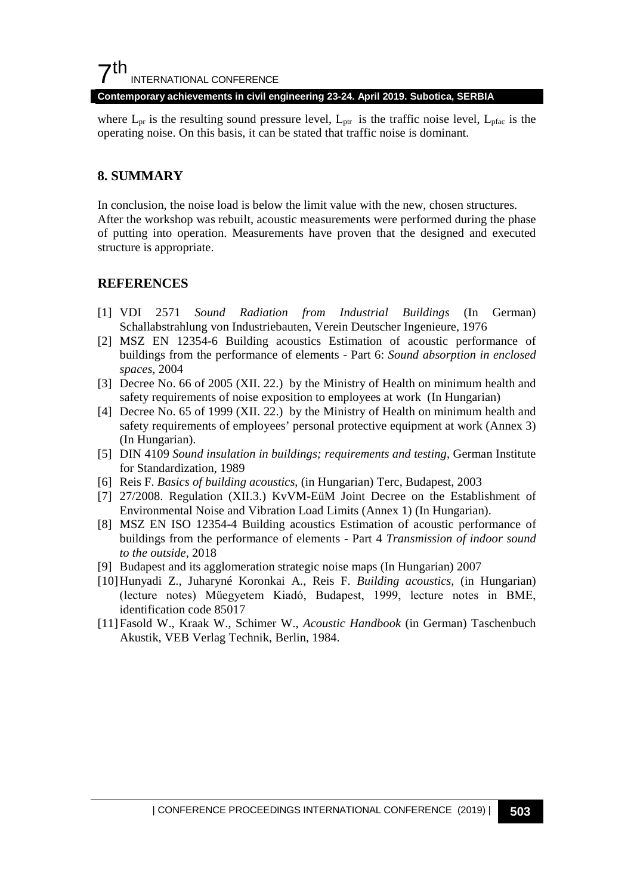where $L_{pr}$ is the resulting sound pressure level, $L_{ptr}$ is the traffic noise level, $L_{pfac}$ is the operating noise. On this basis, it can be stated that traffic noise is dominant.

## 8. SUMMARY

In conclusion, the noise load is below the limit value with the new, chosen structures. After the workshop was rebuilt, acoustic measurements were performed during the phase of putting into operation. Measurements have proven that the designed and executed structure is appropriate.

## REFERENCES

[1] VDI 2571 *Sound Radiation from Industrial Buildings* (In German) Schallabstrahlung von Industriebauten, Verein Deutscher Ingenieure, 1976

[2] MSZ EN 12354-6 Building acoustics Estimation of acoustic performance of buildings from the performance of elements - Part 6: *Sound absorption in enclosed spaces*, 2004

[3] Decree No. 66 of 2005 (XII. 22.) by the Ministry of Health on minimum health and safety requirements of noise exposition to employees at work (In Hungarian)

[4] Decree No. 65 of 1999 (XII. 22.) by the Ministry of Health on minimum health and safety requirements of employees' personal protective equipment at work (Annex 3) (In Hungarian).

[5] DIN 4109 *Sound insulation in buildings; requirements and testing*, German Institute for Standardization, 1989

[6] Reis F. *Basics of building acoustics*, (in Hungarian) Terc, Budapest, 2003

[7] 27/2008. Regulation (XII.3.) KvVM-EüM Joint Decree on the Establishment of Environmental Noise and Vibration Load Limits (Annex 1) (In Hungarian).

[8] MSZ EN ISO 12354-4 Building acoustics Estimation of acoustic performance of buildings from the performance of elements - Part 4 *Transmission of indoor sound to the outside*, 2018

[9] Budapest and its agglomeration strategic noise maps (In Hungarian) 2007

[10] Hunyadi Z., Juharyné Koronkai A., Reis F. *Building acoustics*, (in Hungarian) (lecture notes) Műegyetem Kiadó, Budapest, 1999, lecture notes in BME, identification code 85017

[11] Fasold W., Kraak W., Schimer W., *Acoustic Handbook* (in German) Taschenbuch Akustik, VEB Verlag Technik, Berlin, 1984.